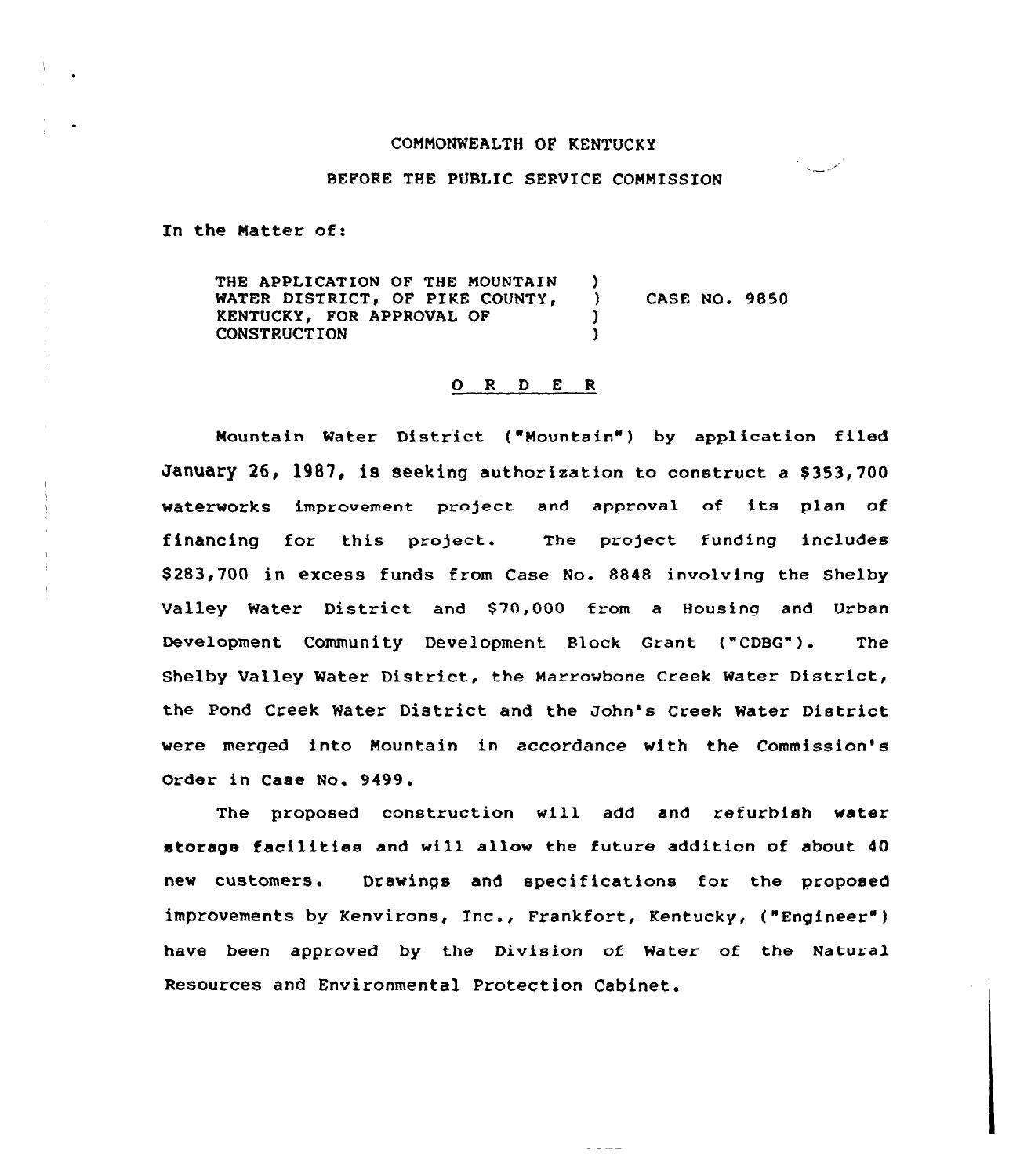COMMONWEALTH OF KENTUCKY

BEFORE THE PUBLIC SERVICE COMMISSION

In the Matter of:

THE APPLICATION OF THE MOUNTAIN WATER DISTRICT, OF PIKE COUNTY, KENTUCKY, FOR APPROVAL OF CONSTRUCTION ) CASE NO. 9850

## O R D E R

Mountain Water District ("Mountain") by application filed January 26, 1987, is seeking authorization to construct a $353,700 waterworks improvement project and approval of its plan of financing for this project. The project funding includes $283,700 in excess funds from Case No. 8848 involving the Shelby Valley Water District and $70,000 from a Housing and Urban Development Community Development Block Grant ("CDBG"). The Shelby Valley Water District, the Marrowbone Creek Water District, the Pond Creek Water District and the John's Creek Water District were merged into Mountain in accordance with the Commission's Order in Case No. 9499.

The proposed construction will add and refurbish water storage facilities and will allow the future addition of about 40 new customers. Drawings and specifications for the proposed improvements by Kenvirons, Inc., Frankfort, Kentucky, ("Engineer") have been approved by the Division of Water of the Natural Resources and Environmental Protection Cabinet.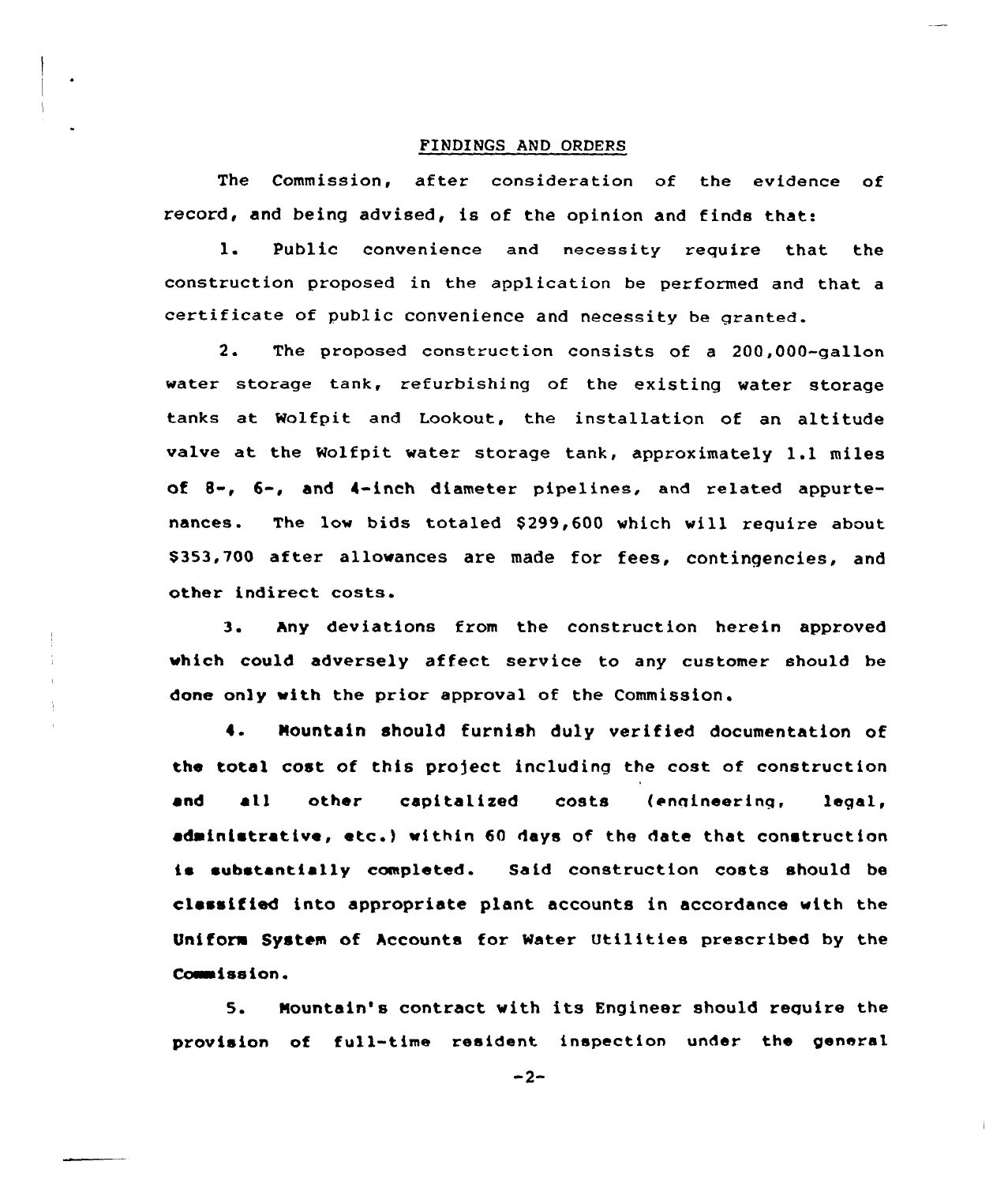## FINDINGS AND ORDERS

The Commission, after consideration of the evidence of record, and being advised, is of the opinion and finds that:

1. Public convenience and necessity require that the construction proposed in the application be performed and that a certificate of public convenience and necessity be granted.

2. The proposed construction consists of a 200,000-gallon water storage tank, refurbishing of the existing water storage tanks at Wolfpit and Lookout, the installation of an altitude valve at the Wolfpit water storage tank, approximately 1.1 miles of 8-, 6-, and 4-inch diameter pipelines, and related appurtenances. The low bids totaled $299,600 which will require about $353,700 after allowances are made for fees, contingencies, and other indirect costs.

3. Any deviations from the construction herein approved which could adversely affect service to any customer should be done only with the prior approval of the Commission.

4. Mountain should furnish duly verified documentation of the total cost of this project including the cost of construction and all other capitalized costs (engineering, legal, administrative, etc.) within 60 days of the date that construction is substantially completed. Said construction costs should be classified into appropriate plant accounts in accordance with the Uniform System of Accounts for Water Utilities prescribed by the Commission.

5. Mountain's contract with its Engineer should require the provision of full-time resident inspection under the general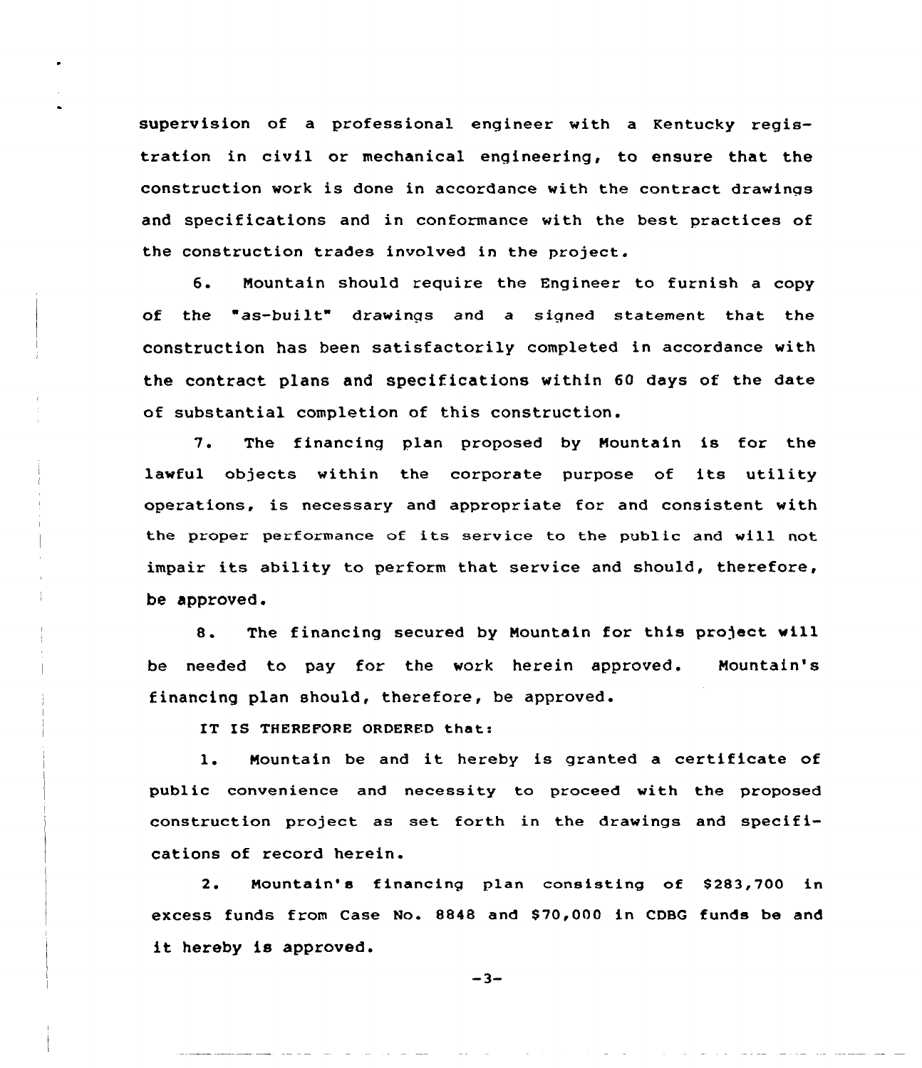supervision of a professional engineer with a Kentucky registration in civil or mechanical engineering, to ensure that the construction work is done in accordance with the contract drawings and specifications and in conformance with the best practices of the construction trades involved in the project.

6. Mountain should require the Engineer to furnish a copy of the "as-built" drawings and a signed statement that the construction has been satisfactorily completed in accordance with the contract plans and specifications within 60 days of the date of substantial completion of this construction.

7. The financing plan proposed by Mountain is for the lawful objects within the corporate purpose of its utility operations, is necessary and appropriate for and consistent with the proper performance of its service to the public and will not impair its ability to perform that service and should, therefore, be approved.

8. The financing secured by Mountain for this project will be needed to pay for the work herein approved. Mountain's financing plan should, therefore, be approved.

IT IS THEREFORE ORDERED that:

1. Mountain be and it hereby is granted a certificate of public convenience and necessity to proceed with the proposed construction project as set forth in the drawings and specifications of record herein.

2. Mountain's financing plan consisting of $283,700 in excess funds from Case No. 8848 and $70,000 in CDBG funds be and it hereby is approved.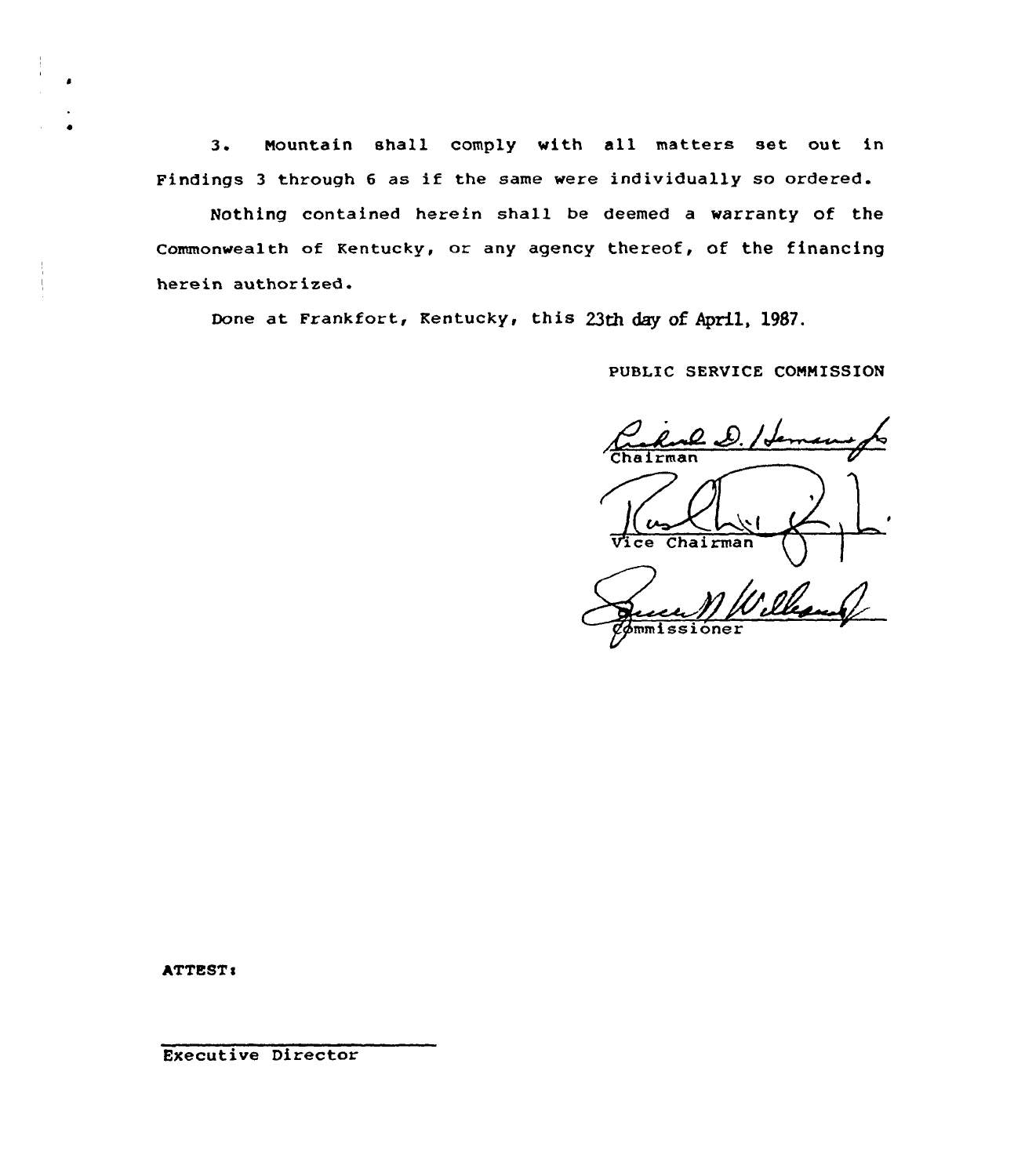3. Mountain shall comply with all matters set out in Findings 3 through 6 as if the same were individually so ordered.

Nothing contained herein shall be deemed a warranty of the Commonwealth of Kentucky, or any agency thereof, of the financing herein authorized.

Done at Frankfort, Kentucky, this 23th day of April, 1987.

PUBLIC SERVICE COMMISSION

Chairman

Vice Chairman

Commissioner

ATTEST:

Executive Director